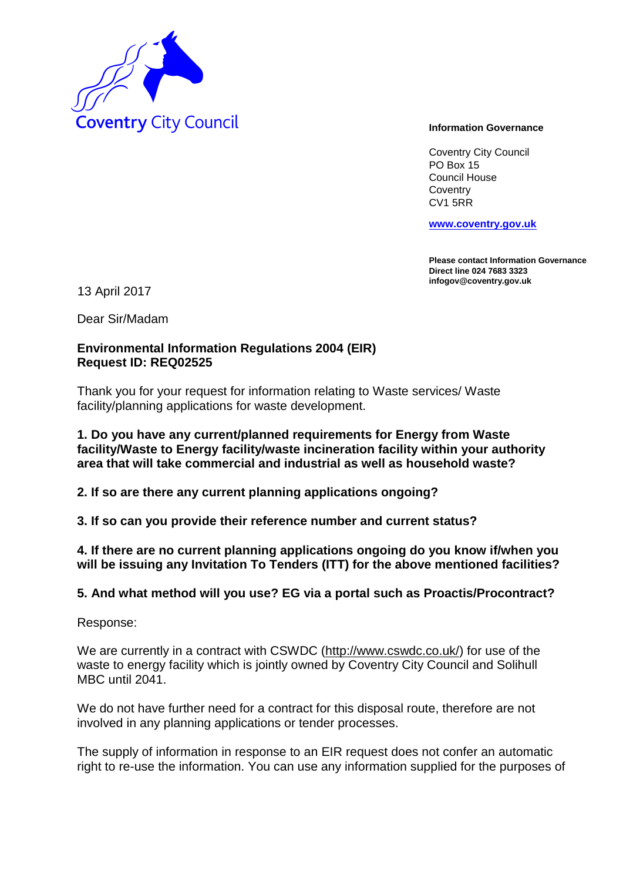Coventry City Council

**Information Governance**

Coventry City Council
PO Box 15
Council House
Coventry
CV1 5RR

**[www.coventry.gov.uk](http://www.coventry.gov.uk)**

**Please contact Information Governance**
**Direct line 024 7683 3323**
**infogov@coventry.gov.uk**

13 April 2017

Dear Sir/Madam

**Environmental Information Regulations 2004 (EIR)**
**Request ID: REQ02525**

Thank you for your request for information relating to Waste services/ Waste facility/planning applications for waste development.

**1. Do you have any current/planned requirements for Energy from Waste facility/Waste to Energy facility/waste incineration facility within your authority area that will take commercial and industrial as well as household waste?**

**2. If so are there any current planning applications ongoing?**

**3. If so can you provide their reference number and current status?**

**4. If there are no current planning applications ongoing do you know if/when you will be issuing any Invitation To Tenders (ITT) for the above mentioned facilities?**

**5. And what method will you use? EG via a portal such as Proactis/Procontract?**

Response:

We are currently in a contract with CSWDC (http://www.cswdc.co.uk/) for use of the waste to energy facility which is jointly owned by Coventry City Council and Solihull MBC until 2041.

We do not have further need for a contract for this disposal route, therefore are not involved in any planning applications or tender processes.

The supply of information in response to an EIR request does not confer an automatic right to re-use the information. You can use any information supplied for the purposes of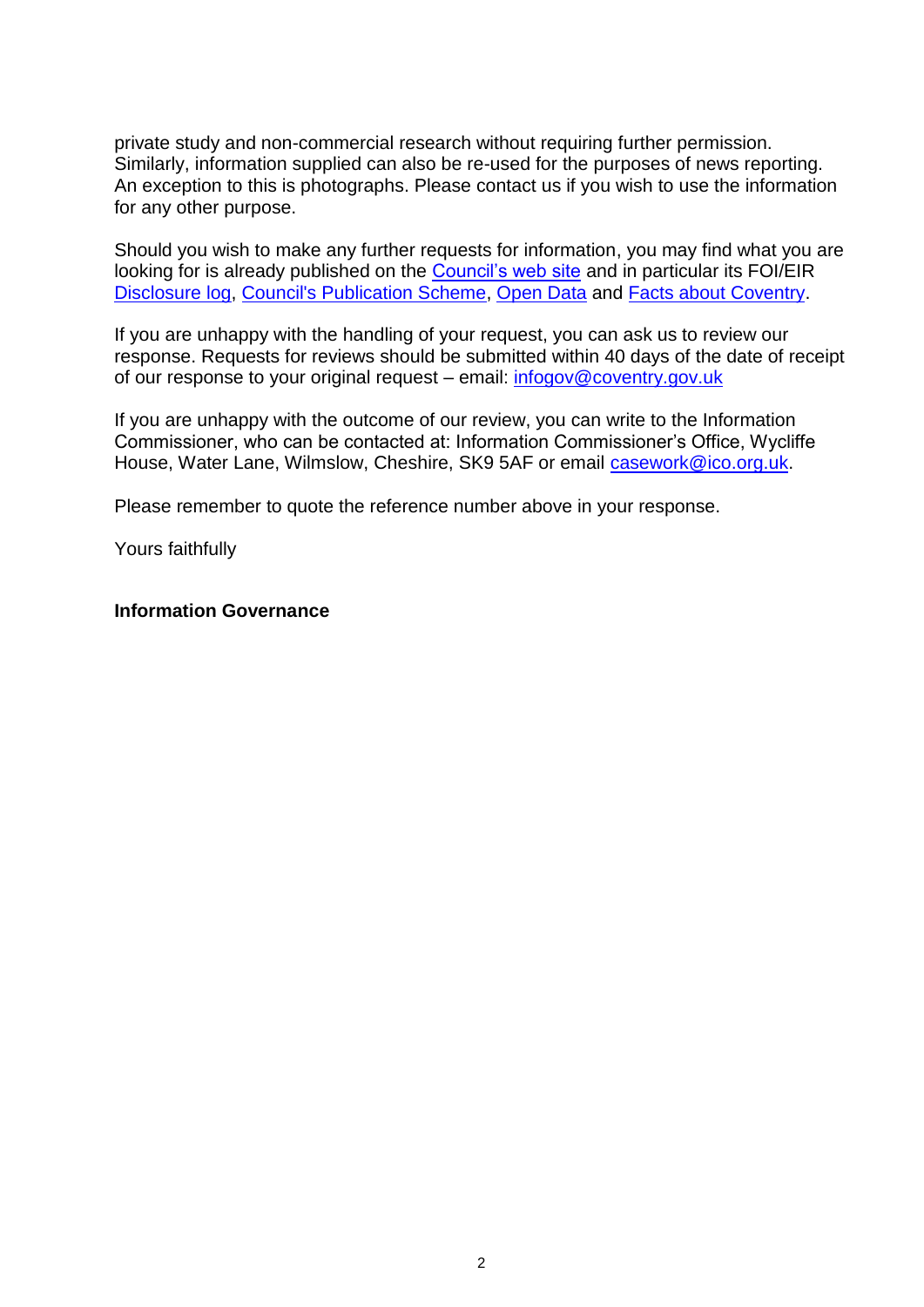private study and non-commercial research without requiring further permission. Similarly, information supplied can also be re-used for the purposes of news reporting. An exception to this is photographs. Please contact us if you wish to use the information for any other purpose.

Should you wish to make any further requests for information, you may find what you are looking for is already published on the Council's web site and in particular its FOI/EIR Disclosure log, Council's Publication Scheme, Open Data and Facts about Coventry.

If you are unhappy with the handling of your request, you can ask us to review our response. Requests for reviews should be submitted within 40 days of the date of receipt of our response to your original request – email: infogov@coventry.gov.uk

If you are unhappy with the outcome of our review, you can write to the Information Commissioner, who can be contacted at: Information Commissioner's Office, Wycliffe House, Water Lane, Wilmslow, Cheshire, SK9 5AF or email casework@ico.org.uk.

Please remember to quote the reference number above in your response.

Yours faithfully

**Information Governance**